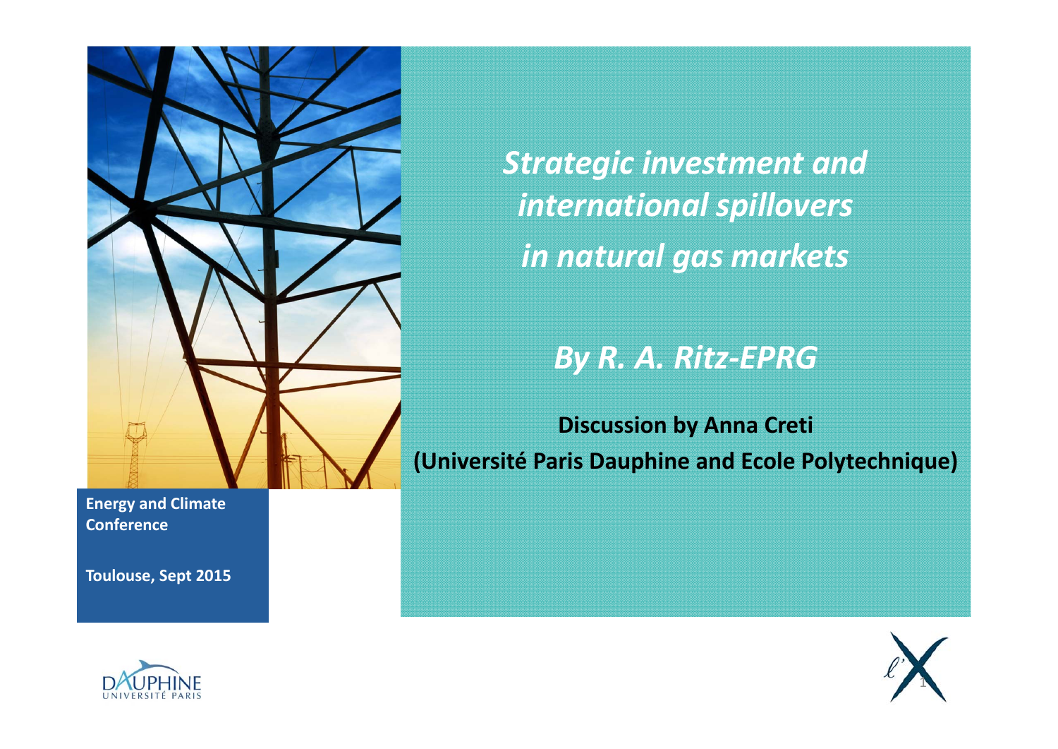# *Strategic investment and international spillovers in natural gas markets*

## *By R. A. Ritz-EPRG*

**Discussion by Anna Creti (Université Paris Dauphine and Ecole Polytechnique)**

**Energy and Climate Conference**

**Toulouse, Sept 2015**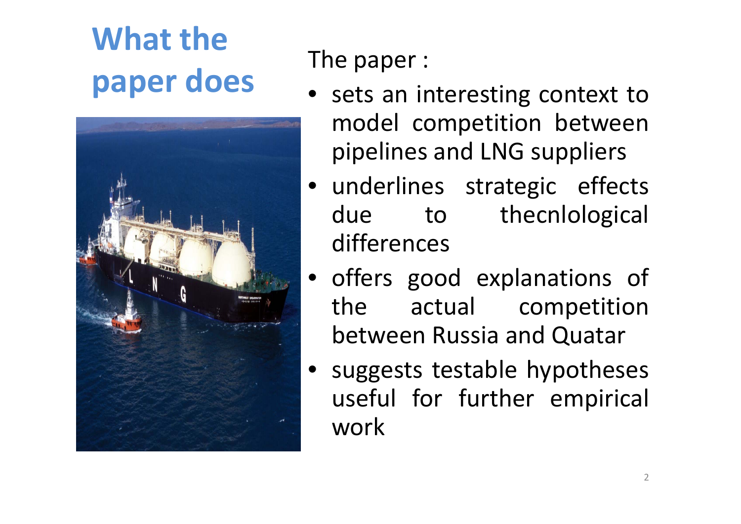# What the paper does

The paper :

- sets an interesting context to model competition between pipelines and LNG suppliers
- underlines strategic effects due to thecnlological differences
- offers good explanations of the actual competition between Russia and Quatar
- suggests testable hypotheses useful for further empirical work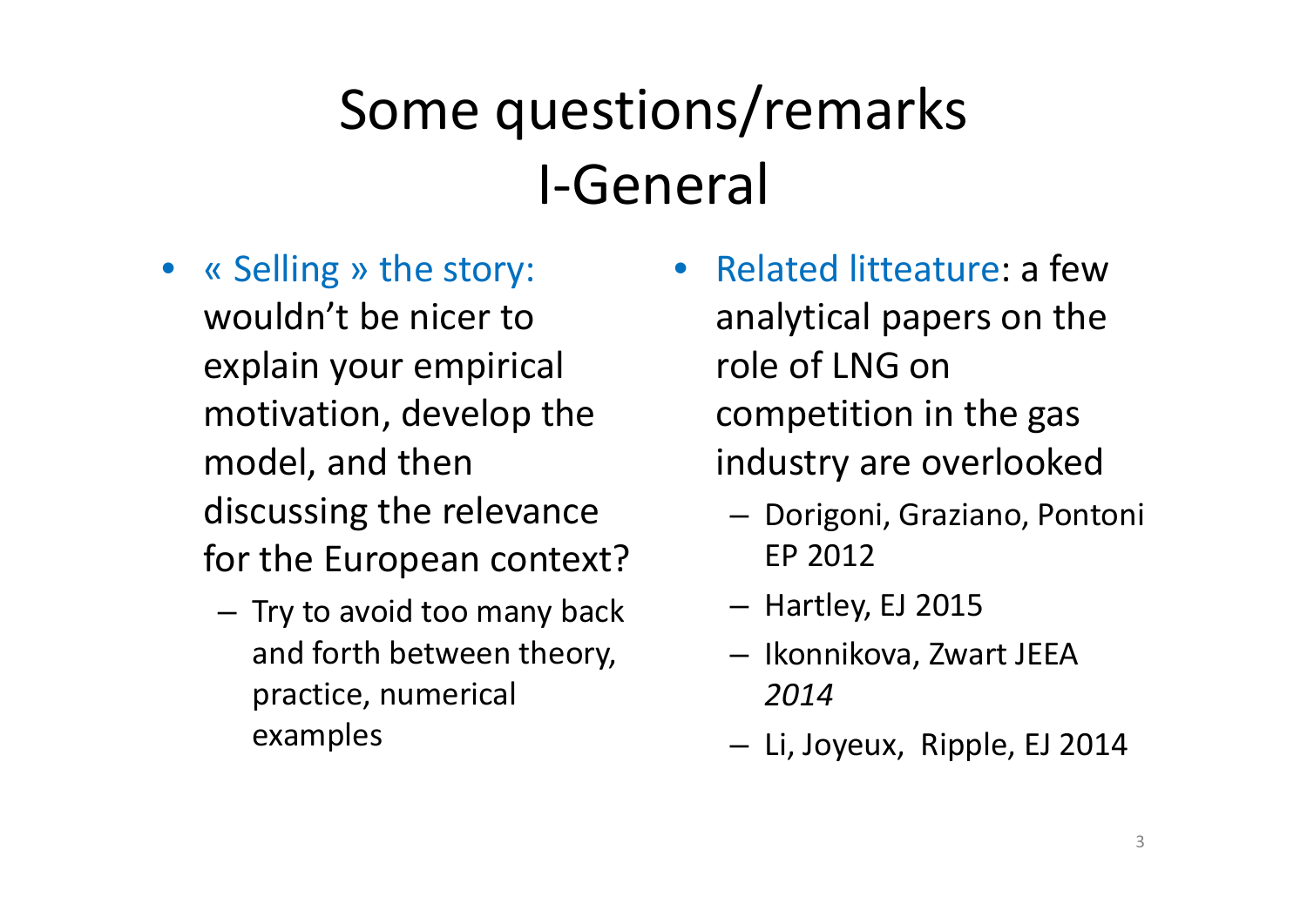# Some questions/remarks
# I-General

- « Selling » the story: wouldn't be nicer to explain your empirical motivation, develop the model, and then discussing the relevance for the European context?
  - Try to avoid too many back and forth between theory, practice, numerical examples

- Related litteature: a few analytical papers on the role of LNG on competition in the gas industry are overlooked
  - Dorigoni, Graziano, Pontoni EP 2012
  - Hartley, EJ 2015
  - Ikonnikova, Zwart JEEA *2014*
  - Li, Joyeux, Ripple, EJ 2014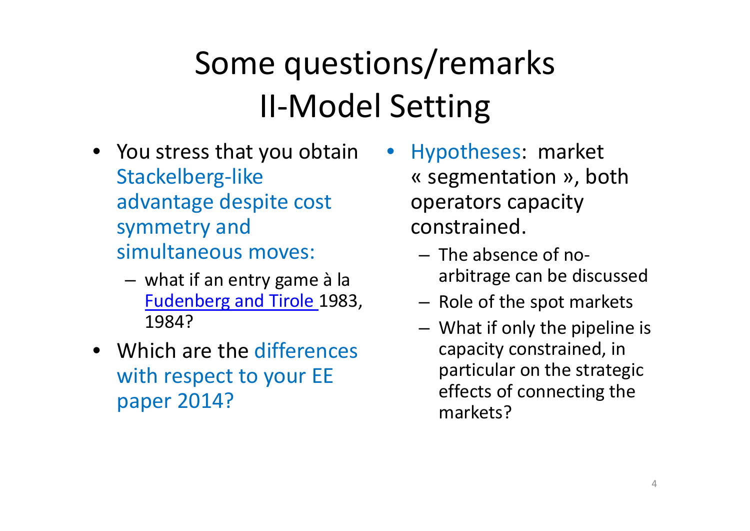# Some questions/remarks
# II-Model Setting

- You stress that you obtain Stackelberg-like advantage despite cost symmetry and simultaneous moves:
  - what if an entry game à la [Fudenberg and Tirole](#) 1983, 1984?
- Which are the differences with respect to your EE paper 2014?
- Hypotheses: market « segmentation », both operators capacity constrained.
  - The absence of no-arbitrage can be discussed
  - Role of the spot markets
  - What if only the pipeline is capacity constrained, in particular on the strategic effects of connecting the markets?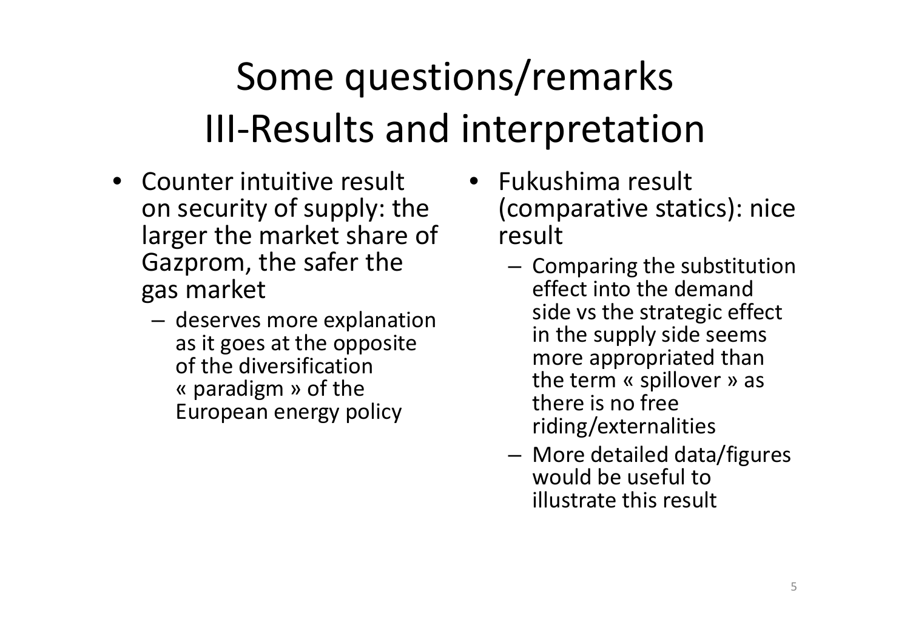# Some questions/remarks
# III-Results and interpretation

- Counter intuitive result on security of supply: the larger the market share of Gazprom, the safer the gas market
  - deserves more explanation as it goes at the opposite of the diversification « paradigm » of the European energy policy
- Fukushima result (comparative statics): nice result
  - Comparing the substitution effect into the demand side vs the strategic effect in the supply side seems more appropriated than the term « spillover » as there is no free riding/externalities
  - More detailed data/figures would be useful to illustrate this result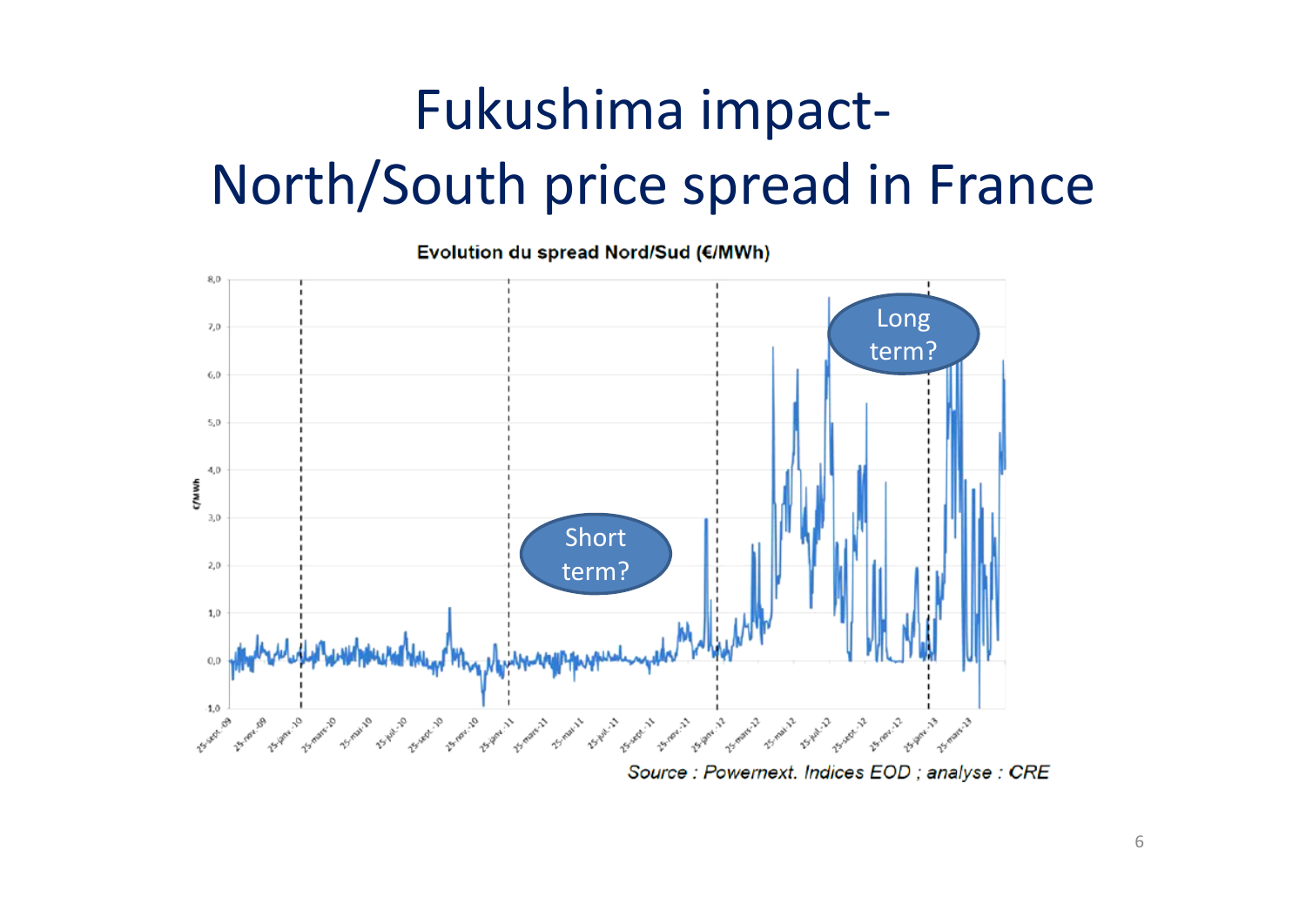# Fukushima impact-
# North/South price spread in France

Evolution du spread Nord/Sud (€/MWh)

Short term?

Long term?

*Source : Powernext. Indices EOD ; analyse : CRE*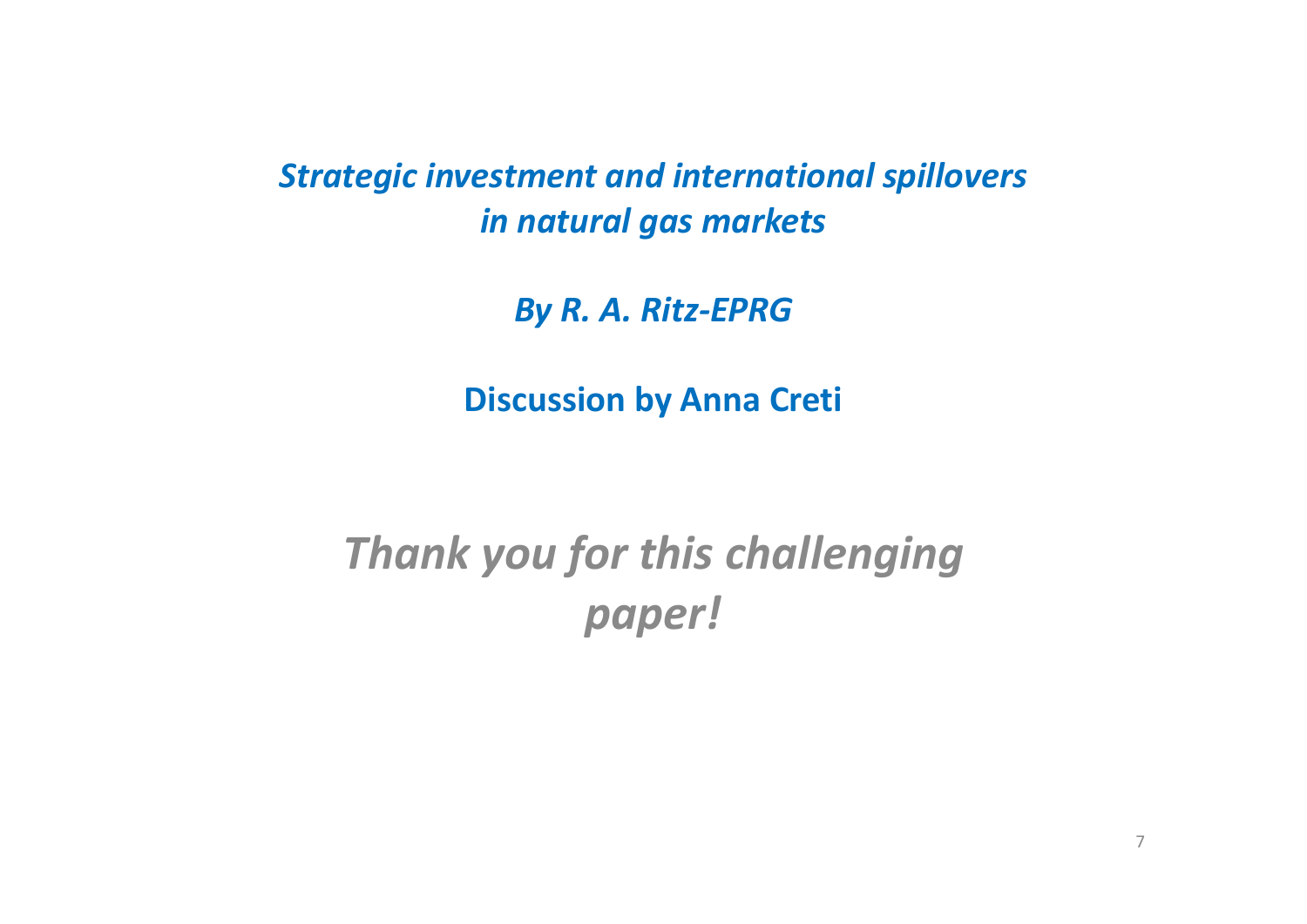***Strategic investment and international spillovers in natural gas markets***

***By R. A. Ritz-EPRG***

**Discussion by Anna Creti**

# *Thank you for this challenging paper!*